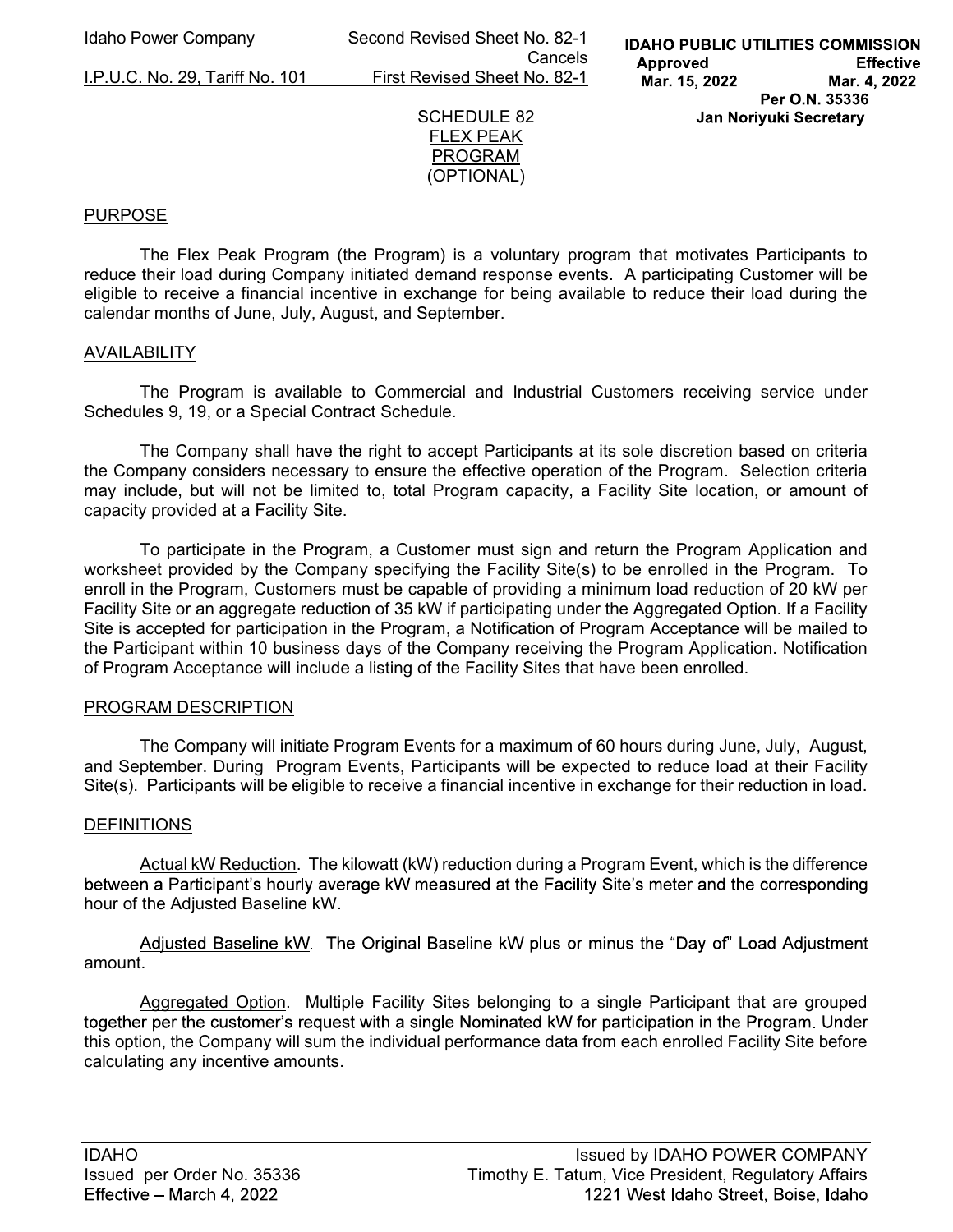# SCHEDULE 82
## FLEX PEAK PROGRAM
## (OPTIONAL)

### PURPOSE

The Flex Peak Program (the Program) is a voluntary program that motivates Participants to reduce their load during Company initiated demand response events. A participating Customer will be eligible to receive a financial incentive in exchange for being available to reduce their load during the calendar months of June, July, August, and September.

### AVAILABILITY

The Program is available to Commercial and Industrial Customers receiving service under Schedules 9, 19, or a Special Contract Schedule.

The Company shall have the right to accept Participants at its sole discretion based on criteria the Company considers necessary to ensure the effective operation of the Program. Selection criteria may include, but will not be limited to, total Program capacity, a Facility Site location, or amount of capacity provided at a Facility Site.

To participate in the Program, a Customer must sign and return the Program Application and worksheet provided by the Company specifying the Facility Site(s) to be enrolled in the Program. To enroll in the Program, Customers must be capable of providing a minimum load reduction of 20 kW per Facility Site or an aggregate reduction of 35 kW if participating under the Aggregated Option. If a Facility Site is accepted for participation in the Program, a Notification of Program Acceptance will be mailed to the Participant within 10 business days of the Company receiving the Program Application. Notification of Program Acceptance will include a listing of the Facility Sites that have been enrolled.

### PROGRAM DESCRIPTION

The Company will initiate Program Events for a maximum of 60 hours during June, July, August, and September. During Program Events, Participants will be expected to reduce load at their Facility Site(s). Participants will be eligible to receive a financial incentive in exchange for their reduction in load.

### DEFINITIONS

Actual kW Reduction. The kilowatt (kW) reduction during a Program Event, which is the difference between a Participant's hourly average kW measured at the Facility Site's meter and the corresponding hour of the Adjusted Baseline kW.

Adjusted Baseline kW. The Original Baseline kW plus or minus the "Day of" Load Adjustment amount.

Aggregated Option. Multiple Facility Sites belonging to a single Participant that are grouped together per the customer's request with a single Nominated kW for participation in the Program. Under this option, the Company will sum the individual performance data from each enrolled Facility Site before calculating any incentive amounts.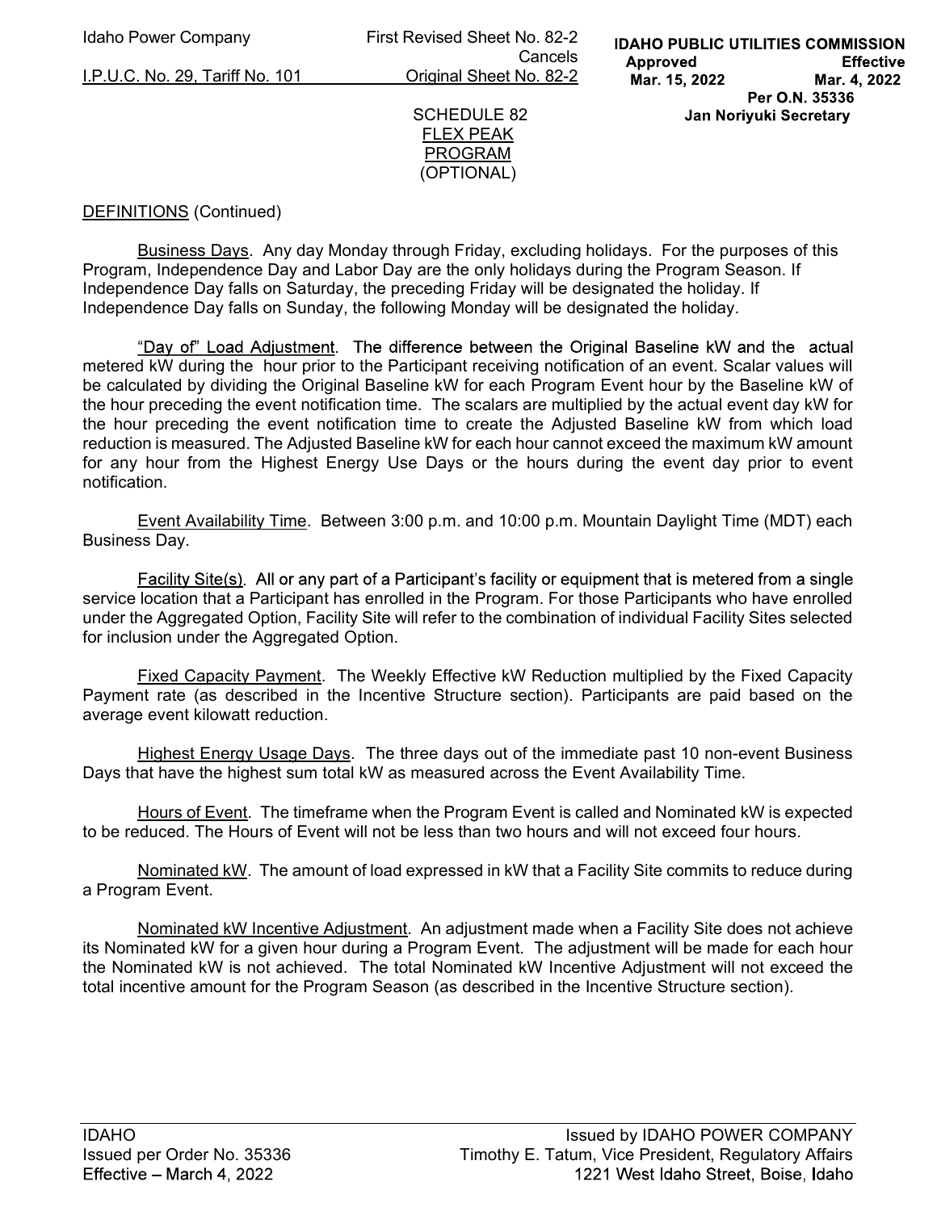SCHEDULE 82
FLEX PEAK
PROGRAM
(OPTIONAL)

DEFINITIONS (Continued)

Business Days. Any day Monday through Friday, excluding holidays. For the purposes of this Program, Independence Day and Labor Day are the only holidays during the Program Season. If Independence Day falls on Saturday, the preceding Friday will be designated the holiday. If Independence Day falls on Sunday, the following Monday will be designated the holiday.

"Day of" Load Adjustment. The difference between the Original Baseline kW and the actual metered kW during the hour prior to the Participant receiving notification of an event. Scalar values will be calculated by dividing the Original Baseline kW for each Program Event hour by the Baseline kW of the hour preceding the event notification time. The scalars are multiplied by the actual event day kW for the hour preceding the event notification time to create the Adjusted Baseline kW from which load reduction is measured. The Adjusted Baseline kW for each hour cannot exceed the maximum kW amount for any hour from the Highest Energy Use Days or the hours during the event day prior to event notification.

Event Availability Time. Between 3:00 p.m. and 10:00 p.m. Mountain Daylight Time (MDT) each Business Day.

Facility Site(s). All or any part of a Participant's facility or equipment that is metered from a single service location that a Participant has enrolled in the Program. For those Participants who have enrolled under the Aggregated Option, Facility Site will refer to the combination of individual Facility Sites selected for inclusion under the Aggregated Option.

Fixed Capacity Payment. The Weekly Effective kW Reduction multiplied by the Fixed Capacity Payment rate (as described in the Incentive Structure section). Participants are paid based on the average event kilowatt reduction.

Highest Energy Usage Days. The three days out of the immediate past 10 non-event Business Days that have the highest sum total kW as measured across the Event Availability Time.

Hours of Event. The timeframe when the Program Event is called and Nominated kW is expected to be reduced. The Hours of Event will not be less than two hours and will not exceed four hours.

Nominated kW. The amount of load expressed in kW that a Facility Site commits to reduce during a Program Event.

Nominated kW Incentive Adjustment. An adjustment made when a Facility Site does not achieve its Nominated kW for a given hour during a Program Event. The adjustment will be made for each hour the Nominated kW is not achieved. The total Nominated kW Incentive Adjustment will not exceed the total incentive amount for the Program Season (as described in the Incentive Structure section).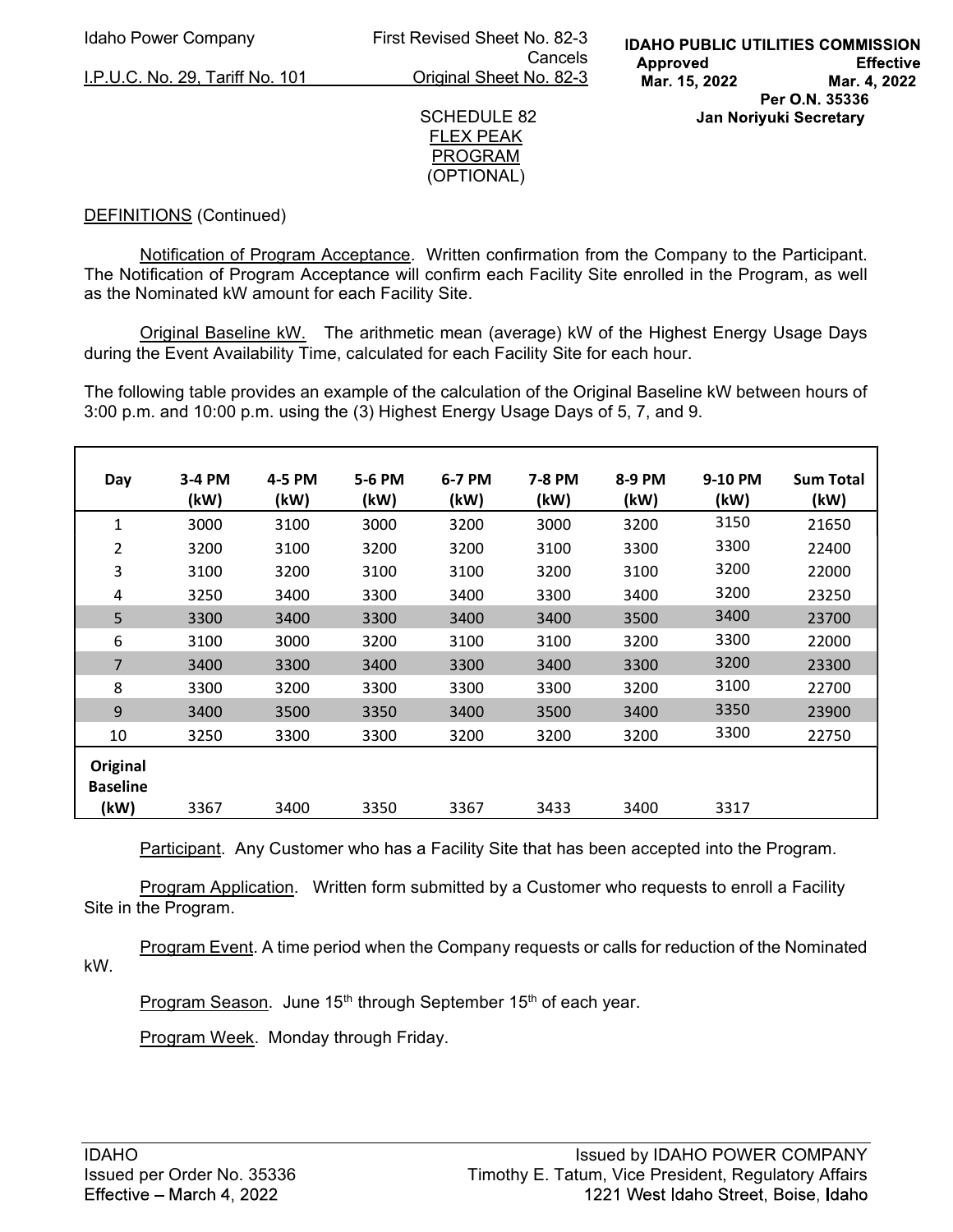SCHEDULE 82
FLEX PEAK
PROGRAM
(OPTIONAL)

DEFINITIONS (Continued)

Notification of Program Acceptance. Written confirmation from the Company to the Participant. The Notification of Program Acceptance will confirm each Facility Site enrolled in the Program, as well as the Nominated kW amount for each Facility Site.

Original Baseline kW. The arithmetic mean (average) kW of the Highest Energy Usage Days during the Event Availability Time, calculated for each Facility Site for each hour.

The following table provides an example of the calculation of the Original Baseline kW between hours of 3:00 p.m. and 10:00 p.m. using the (3) Highest Energy Usage Days of 5, 7, and 9.

| Day | 3-4 PM (kW) | 4-5 PM (kW) | 5-6 PM (kW) | 6-7 PM (kW) | 7-8 PM (kW) | 8-9 PM (kW) | 9-10 PM (kW) | Sum Total (kW) |
|---|---|---|---|---|---|---|---|---|
| 1 | 3000 | 3100 | 3000 | 3200 | 3000 | 3200 | 3150 | 21650 |
| 2 | 3200 | 3100 | 3200 | 3200 | 3100 | 3300 | 3300 | 22400 |
| 3 | 3100 | 3200 | 3100 | 3100 | 3200 | 3100 | 3200 | 22000 |
| 4 | 3250 | 3400 | 3300 | 3400 | 3300 | 3400 | 3200 | 23250 |
| 5 | 3300 | 3400 | 3300 | 3400 | 3400 | 3500 | 3400 | 23700 |
| 6 | 3100 | 3000 | 3200 | 3100 | 3100 | 3200 | 3300 | 22000 |
| 7 | 3400 | 3300 | 3400 | 3300 | 3400 | 3300 | 3200 | 23300 |
| 8 | 3300 | 3200 | 3300 | 3300 | 3300 | 3200 | 3100 | 22700 |
| 9 | 3400 | 3500 | 3350 | 3400 | 3500 | 3400 | 3350 | 23900 |
| 10 | 3250 | 3300 | 3300 | 3200 | 3200 | 3200 | 3300 | 22750 |
| **Original Baseline (kW)** | 3367 | 3400 | 3350 | 3367 | 3433 | 3400 | 3317 | |

Participant. Any Customer who has a Facility Site that has been accepted into the Program.

Program Application. Written form submitted by a Customer who requests to enroll a Facility Site in the Program.

Program Event. A time period when the Company requests or calls for reduction of the Nominated kW.

Program Season. June 15th through September 15th of each year.

Program Week. Monday through Friday.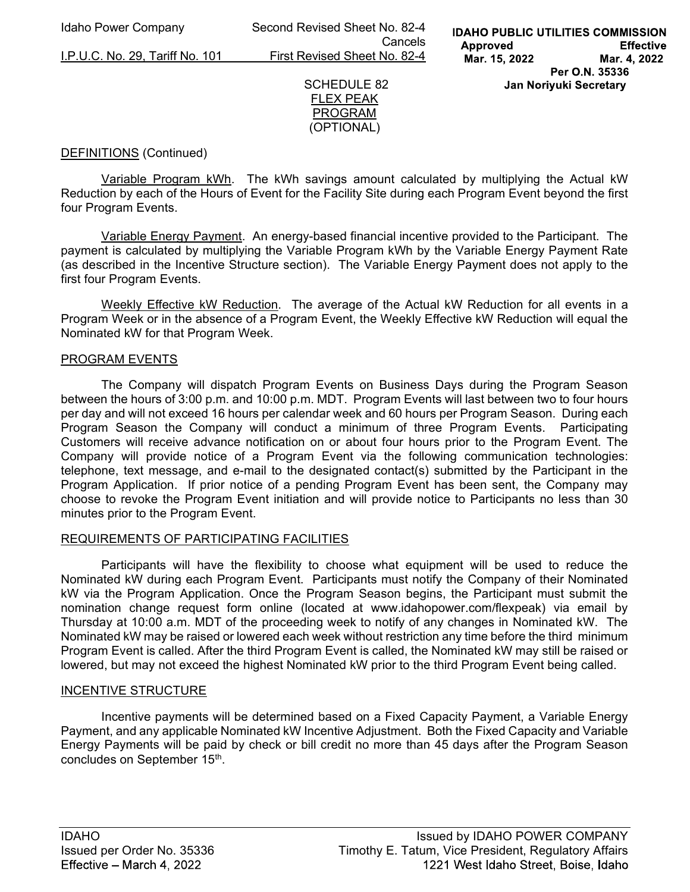SCHEDULE 82
FLEX PEAK
PROGRAM
(OPTIONAL)

DEFINITIONS (Continued)

Variable Program kWh. The kWh savings amount calculated by multiplying the Actual kW Reduction by each of the Hours of Event for the Facility Site during each Program Event beyond the first four Program Events.

Variable Energy Payment. An energy-based financial incentive provided to the Participant. The payment is calculated by multiplying the Variable Program kWh by the Variable Energy Payment Rate (as described in the Incentive Structure section). The Variable Energy Payment does not apply to the first four Program Events.

Weekly Effective kW Reduction. The average of the Actual kW Reduction for all events in a Program Week or in the absence of a Program Event, the Weekly Effective kW Reduction will equal the Nominated kW for that Program Week.

## PROGRAM EVENTS

The Company will dispatch Program Events on Business Days during the Program Season between the hours of 3:00 p.m. and 10:00 p.m. MDT. Program Events will last between two to four hours per day and will not exceed 16 hours per calendar week and 60 hours per Program Season. During each Program Season the Company will conduct a minimum of three Program Events. Participating Customers will receive advance notification on or about four hours prior to the Program Event. The Company will provide notice of a Program Event via the following communication technologies: telephone, text message, and e-mail to the designated contact(s) submitted by the Participant in the Program Application. If prior notice of a pending Program Event has been sent, the Company may choose to revoke the Program Event initiation and will provide notice to Participants no less than 30 minutes prior to the Program Event.

## REQUIREMENTS OF PARTICIPATING FACILITIES

Participants will have the flexibility to choose what equipment will be used to reduce the Nominated kW during each Program Event. Participants must notify the Company of their Nominated kW via the Program Application. Once the Program Season begins, the Participant must submit the nomination change request form online (located at www.idahopower.com/flexpeak) via email by Thursday at 10:00 a.m. MDT of the proceeding week to notify of any changes in Nominated kW. The Nominated kW may be raised or lowered each week without restriction any time before the third minimum Program Event is called. After the third Program Event is called, the Nominated kW may still be raised or lowered, but may not exceed the highest Nominated kW prior to the third Program Event being called.

## INCENTIVE STRUCTURE

Incentive payments will be determined based on a Fixed Capacity Payment, a Variable Energy Payment, and any applicable Nominated kW Incentive Adjustment. Both the Fixed Capacity and Variable Energy Payments will be paid by check or bill credit no more than 45 days after the Program Season concludes on September 15th.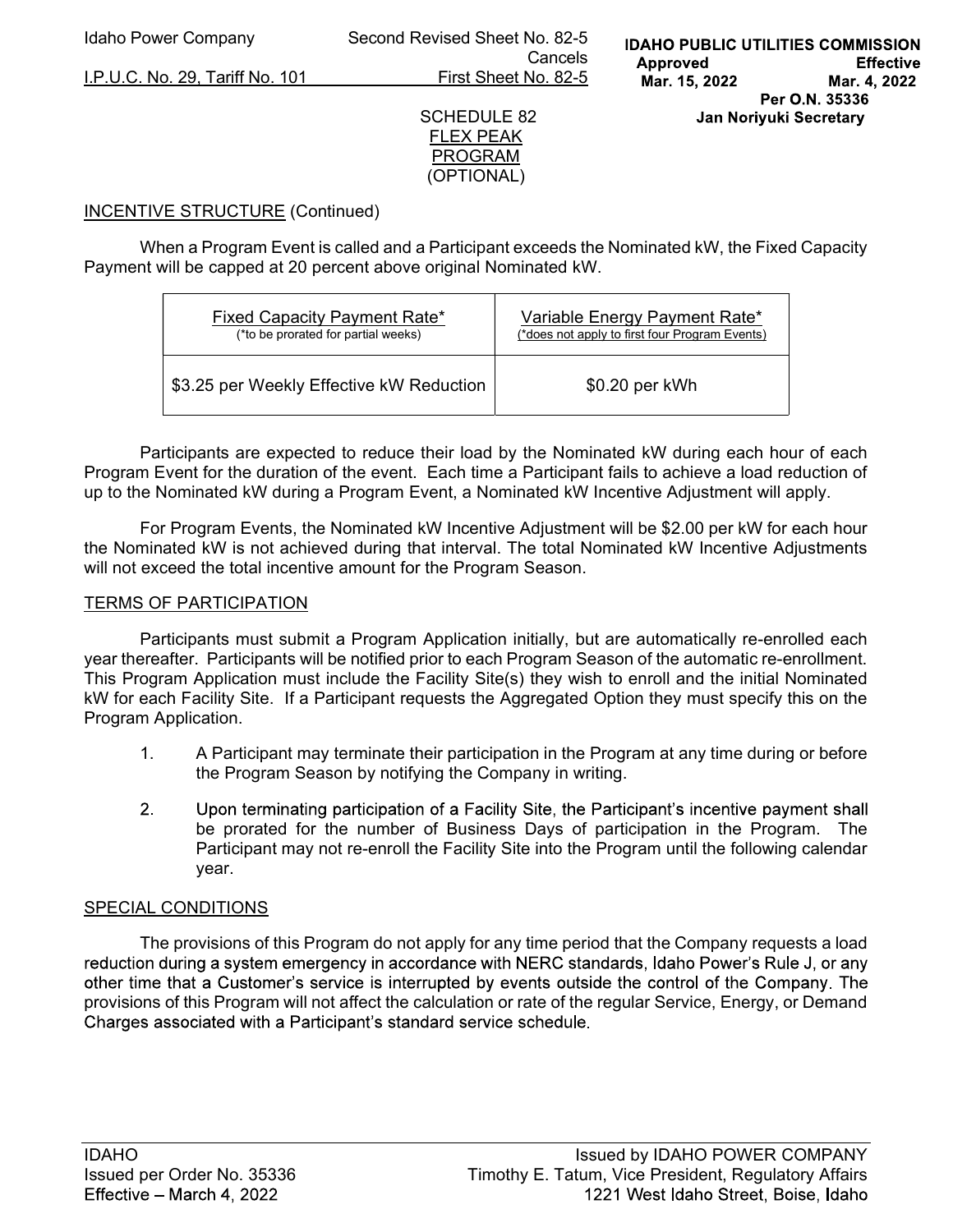## SCHEDULE 82
## FLEX PEAK PROGRAM
## (OPTIONAL)

### INCENTIVE STRUCTURE (Continued)

When a Program Event is called and a Participant exceeds the Nominated kW, the Fixed Capacity Payment will be capped at 20 percent above original Nominated kW.

| Fixed Capacity Payment Rate* (*to be prorated for partial weeks) | Variable Energy Payment Rate* (*does not apply to first four Program Events) |
|---|---|
| $3.25 per Weekly Effective kW Reduction | $0.20 per kWh |

Participants are expected to reduce their load by the Nominated kW during each hour of each Program Event for the duration of the event. Each time a Participant fails to achieve a load reduction of up to the Nominated kW during a Program Event, a Nominated kW Incentive Adjustment will apply.

For Program Events, the Nominated kW Incentive Adjustment will be $2.00 per kW for each hour the Nominated kW is not achieved during that interval. The total Nominated kW Incentive Adjustments will not exceed the total incentive amount for the Program Season.

### TERMS OF PARTICIPATION

Participants must submit a Program Application initially, but are automatically re-enrolled each year thereafter. Participants will be notified prior to each Program Season of the automatic re-enrollment. This Program Application must include the Facility Site(s) they wish to enroll and the initial Nominated kW for each Facility Site. If a Participant requests the Aggregated Option they must specify this on the Program Application.

1. A Participant may terminate their participation in the Program at any time during or before the Program Season by notifying the Company in writing.

2. Upon terminating participation of a Facility Site, the Participant's incentive payment shall be prorated for the number of Business Days of participation in the Program. The Participant may not re-enroll the Facility Site into the Program until the following calendar year.

### SPECIAL CONDITIONS

The provisions of this Program do not apply for any time period that the Company requests a load reduction during a system emergency in accordance with NERC standards, Idaho Power's Rule J, or any other time that a Customer's service is interrupted by events outside the control of the Company. The provisions of this Program will not affect the calculation or rate of the regular Service, Energy, or Demand Charges associated with a Participant's standard service schedule.